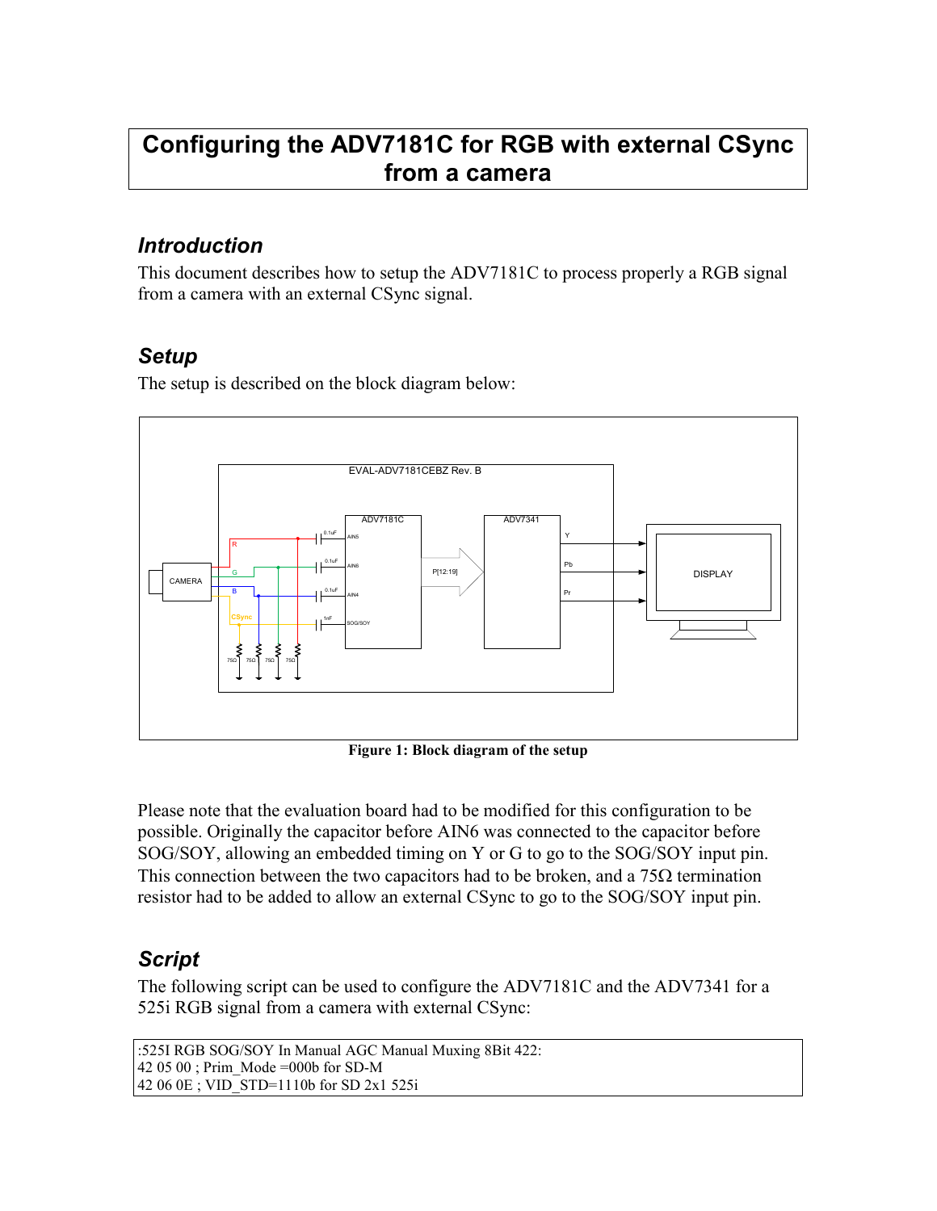# Configuring the ADV7181C for RGB with external CSync from a camera

## *Introduction*

This document describes how to setup the ADV7181C to process properly a RGB signal from a camera with an external CSync signal.

## *Setup*

The setup is described on the block diagram below:

**Figure 1: Block diagram of the setup**

Please note that the evaluation board had to be modified for this configuration to be possible. Originally the capacitor before AIN6 was connected to the capacitor before SOG/SOY, allowing an embedded timing on Y or G to go to the SOG/SOY input pin. This connection between the two capacitors had to be broken, and a 75Ω termination resistor had to be added to allow an external CSync to go to the SOG/SOY input pin.

## *Script*

The following script can be used to configure the ADV7181C and the ADV7341 for a 525i RGB signal from a camera with external CSync:

```
:525I RGB SOG/SOY In Manual AGC Manual Muxing 8Bit 422:
42 05 00 ; Prim_Mode =000b for SD-M
42 06 0E ; VID_STD=1110b for SD 2x1 525i
```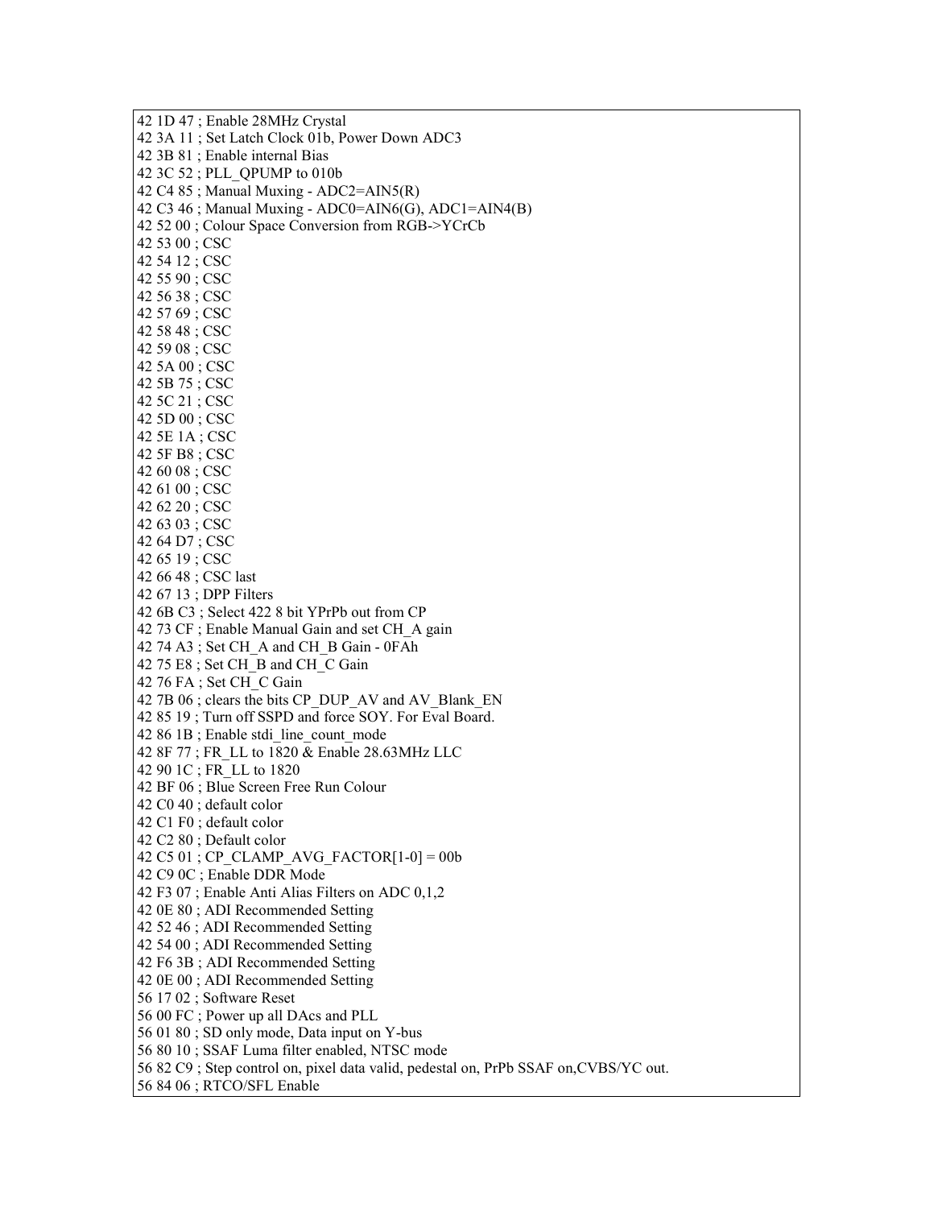```
42 1D 47 ; Enable 28MHz Crystal
42 3A 11 ; Set Latch Clock 01b, Power Down ADC3
42 3B 81 ; Enable internal Bias
42 3C 52 ; PLL_QPUMP to 010b
42 C4 85 ; Manual Muxing - ADC2=AIN5(R)
42 C3 46 ; Manual Muxing - ADC0=AIN6(G), ADC1=AIN4(B)
42 52 00 ; Colour Space Conversion from RGB->YCrCb
42 53 00 ; CSC
42 54 12 ; CSC
42 55 90 ; CSC
42 56 38 ; CSC
42 57 69 ; CSC
42 58 48 ; CSC
42 59 08 ; CSC
42 5A 00 ; CSC
42 5B 75 ; CSC
42 5C 21 ; CSC
42 5D 00 ; CSC
42 5E 1A ; CSC
42 5F B8 ; CSC
42 60 08 ; CSC
42 61 00 ; CSC
42 62 20 ; CSC
42 63 03 ; CSC
42 64 D7 ; CSC
42 65 19 ; CSC
42 66 48 ; CSC last
42 67 13 ; DPP Filters
42 6B C3 ; Select 422 8 bit YPrPb out from CP
42 73 CF ; Enable Manual Gain and set CH_A gain
42 74 A3 ; Set CH_A and CH_B Gain - 0FAh
42 75 E8 ; Set CH_B and CH_C Gain
42 76 FA ; Set CH_C Gain
42 7B 06 ; clears the bits CP_DUP_AV and AV_Blank_EN
42 85 19 ; Turn off SSPD and force SOY. For Eval Board.
42 86 1B ; Enable stdi_line_count_mode
42 8F 77 ; FR_LL to 1820 & Enable 28.63MHz LLC
42 90 1C ; FR_LL to 1820
42 BF 06 ; Blue Screen Free Run Colour
42 C0 40 ; default color
42 C1 F0 ; default color
42 C2 80 ; Default color
42 C5 01 ; CP_CLAMP_AVG_FACTOR[1-0] = 00b
42 C9 0C ; Enable DDR Mode
42 F3 07 ; Enable Anti Alias Filters on ADC 0,1,2
42 0E 80 ; ADI Recommended Setting
42 52 46 ; ADI Recommended Setting
42 54 00 ; ADI Recommended Setting
42 F6 3B ; ADI Recommended Setting
42 0E 00 ; ADI Recommended Setting
56 17 02 ; Software Reset
56 00 FC ; Power up all DAcs and PLL
56 01 80 ; SD only mode, Data input on Y-bus
56 80 10 ; SSAF Luma filter enabled, NTSC mode
56 82 C9 ; Step control on, pixel data valid, pedestal on, PrPb SSAF on,CVBS/YC out.
56 84 06 ; RTCO/SFL Enable
```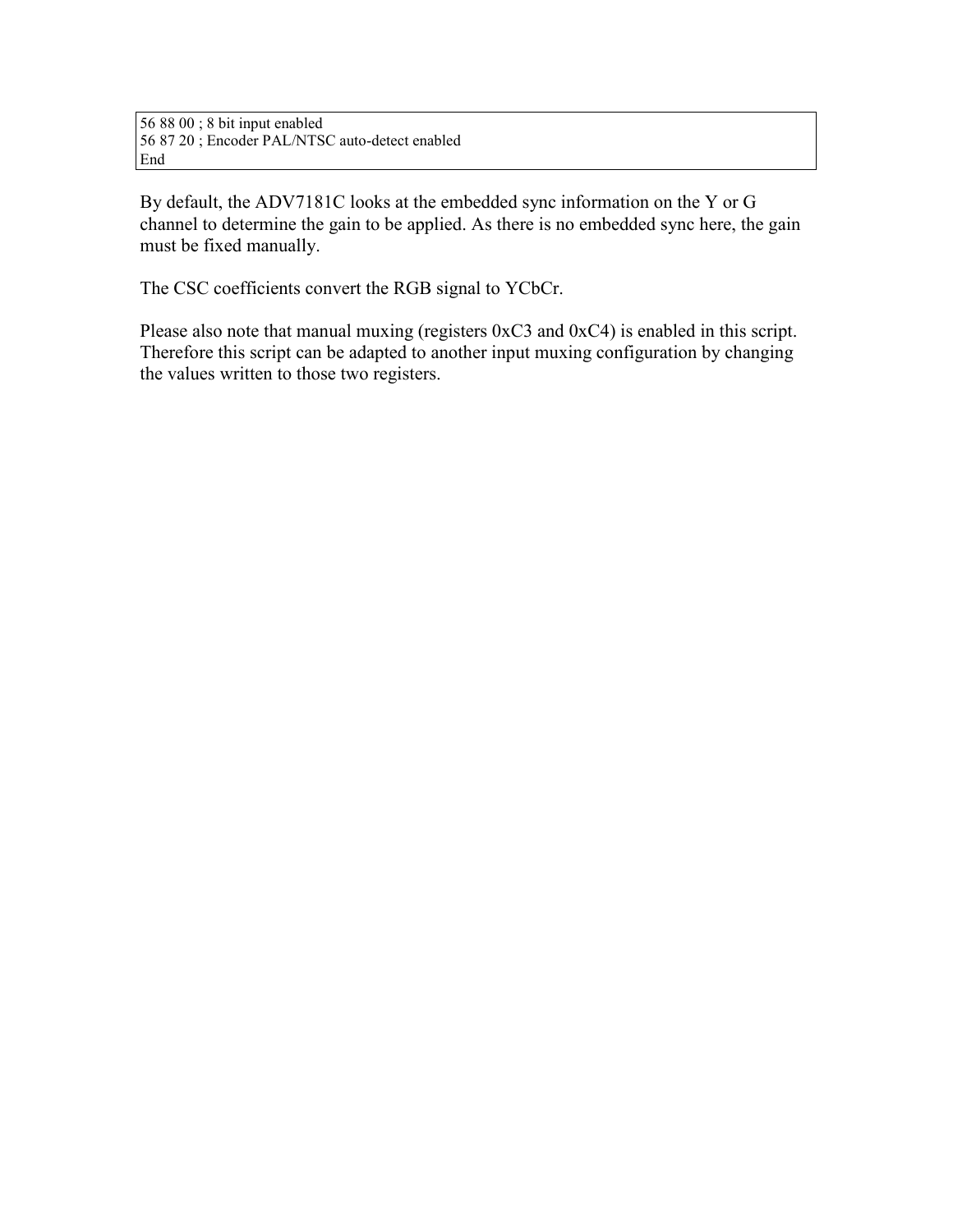```
56 88 00 ; 8 bit input enabled
56 87 20 ; Encoder PAL/NTSC auto-detect enabled
End
```

By default, the ADV7181C looks at the embedded sync information on the Y or G channel to determine the gain to be applied. As there is no embedded sync here, the gain must be fixed manually.

The CSC coefficients convert the RGB signal to YCbCr.

Please also note that manual muxing (registers 0xC3 and 0xC4) is enabled in this script. Therefore this script can be adapted to another input muxing configuration by changing the values written to those two registers.